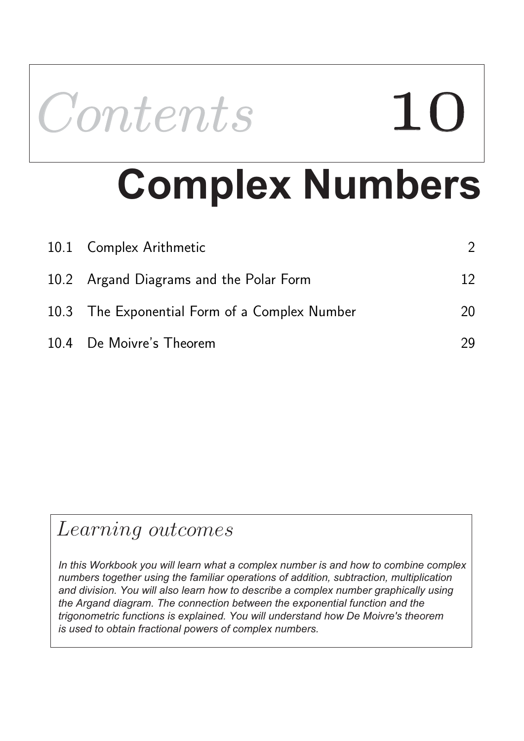# Contents 10

# Complex Numbers

| | | |
|---|---|---|
| 10.1 | Complex Arithmetic | 2 |
| 10.2 | Argand Diagrams and the Polar Form | 12 |
| 10.3 | The Exponential Form of a Complex Number | 20 |
| 10.4 | De Moivre's Theorem | 29 |

## *Learning outcomes*

*In this Workbook you will learn what a complex number is and how to combine complex numbers together using the familiar operations of addition, subtraction, multiplication and division. You will also learn how to describe a complex number graphically using the Argand diagram. The connection between the exponential function and the trigonometric functions is explained. You will understand how De Moivre's theorem is used to obtain fractional powers of complex numbers.*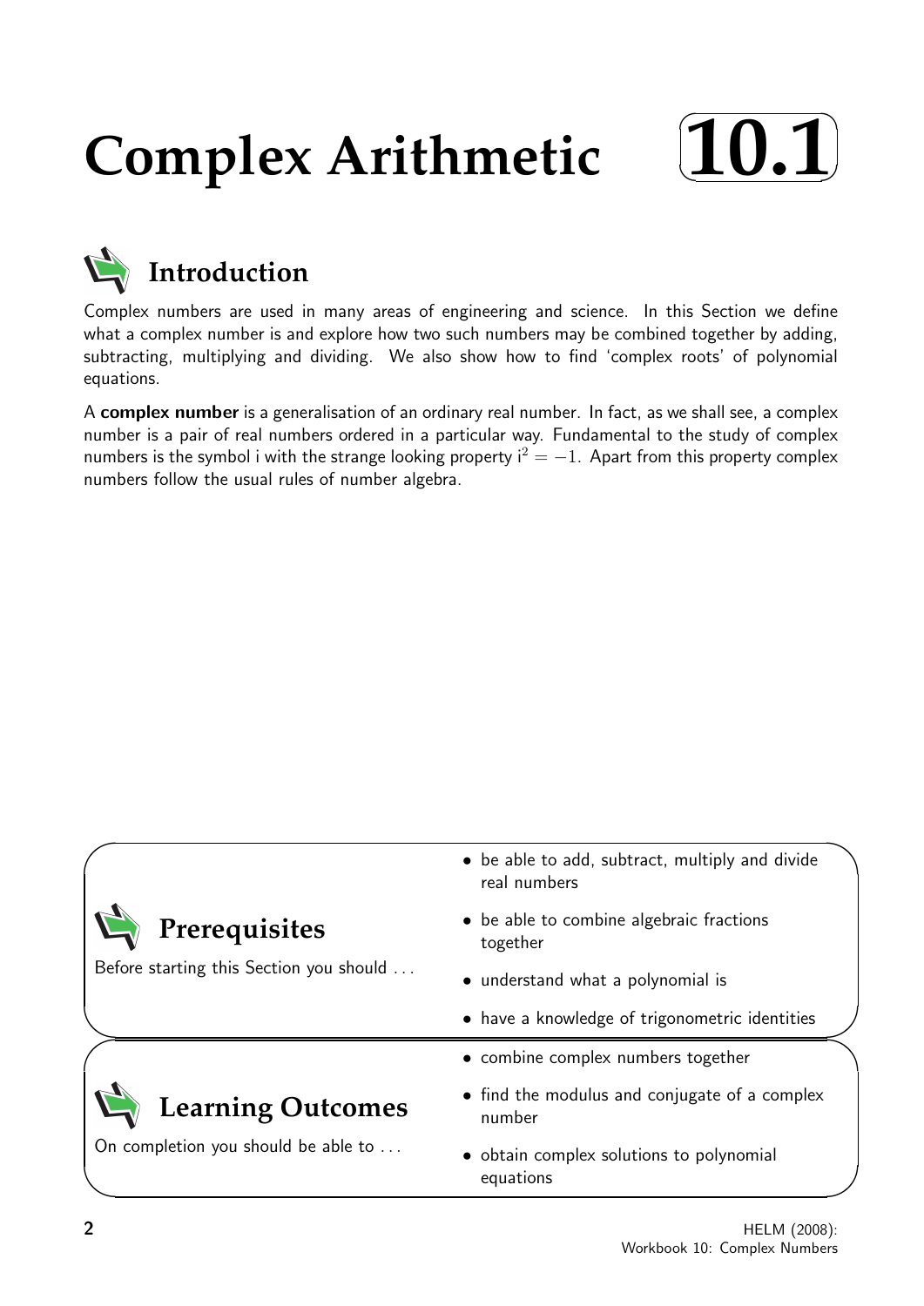# Complex Arithmetic 10.1

## Introduction

Complex numbers are used in many areas of engineering and science. In this Section we define what a complex number is and explore how two such numbers may be combined together by adding, subtracting, multiplying and dividing. We also show how to find 'complex roots' of polynomial equations.

A **complex number** is a generalisation of an ordinary real number. In fact, as we shall see, a complex number is a pair of real numbers ordered in a particular way. Fundamental to the study of complex numbers is the symbol i with the strange looking property $i^2 = -1$. Apart from this property complex numbers follow the usual rules of number algebra.

## Prerequisites

Before starting this Section you should ...

- be able to add, subtract, multiply and divide real numbers
- be able to combine algebraic fractions together
- understand what a polynomial is
- have a knowledge of trigonometric identities

## Learning Outcomes

On completion you should be able to ...

- combine complex numbers together
- find the modulus and conjugate of a complex number
- obtain complex solutions to polynomial equations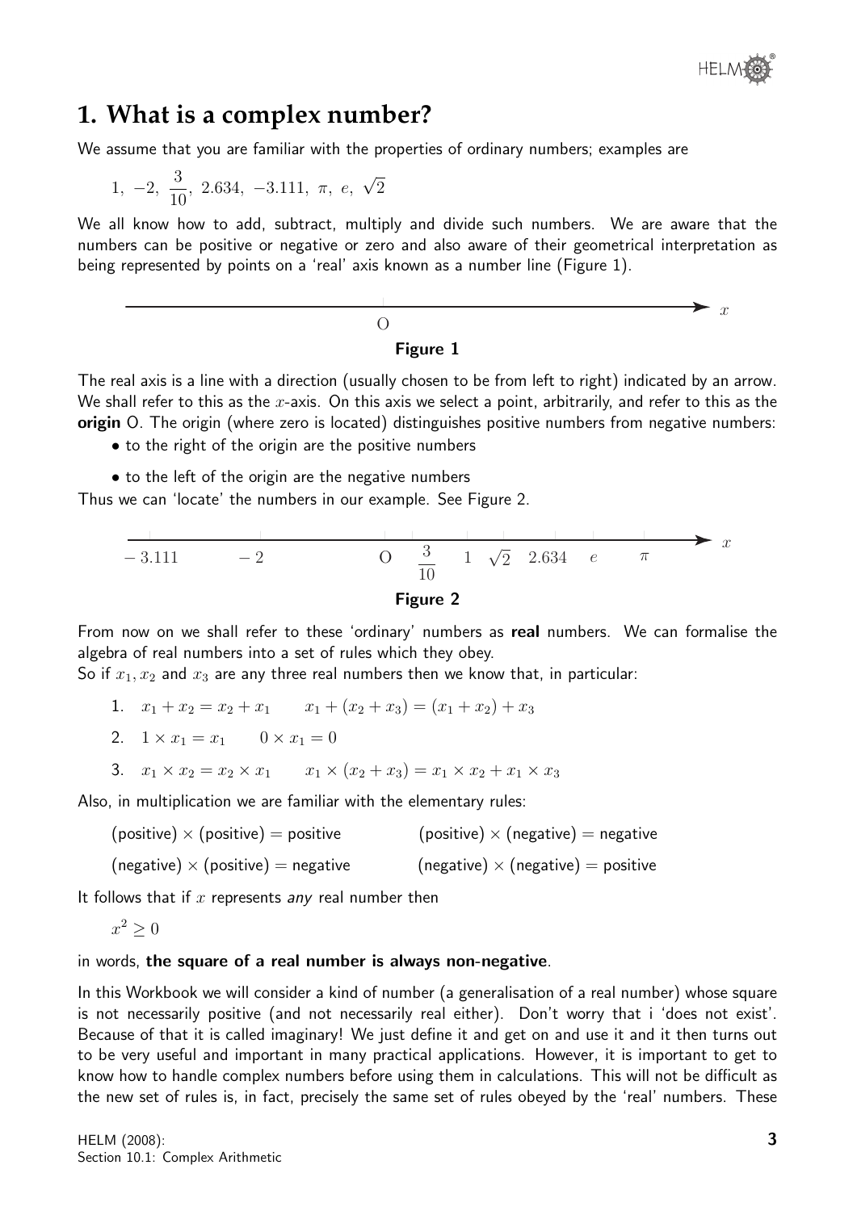# 1. What is a complex number?

We assume that you are familiar with the properties of ordinary numbers; examples are

$$1,\ -2,\ \frac{3}{10},\ 2.634,\ -3.111,\ \pi,\ e,\ \sqrt{2}$$

We all know how to add, subtract, multiply and divide such numbers. We are aware that the numbers can be positive or negative or zero and also aware of their geometrical interpretation as being represented by points on a 'real' axis known as a number line (Figure 1).

**Figure 1**

The real axis is a line with a direction (usually chosen to be from left to right) indicated by an arrow. We shall refer to this as the $x$-axis. On this axis we select a point, arbitrarily, and refer to this as the **origin** O. The origin (where zero is located) distinguishes positive numbers from negative numbers:

- to the right of the origin are the positive numbers
- to the left of the origin are the negative numbers

Thus we can 'locate' the numbers in our example. See Figure 2.

**Figure 2**

From now on we shall refer to these 'ordinary' numbers as **real** numbers. We can formalise the algebra of real numbers into a set of rules which they obey.

So if $x_1, x_2$ and $x_3$ are any three real numbers then we know that, in particular:

1. $x_1 + x_2 = x_2 + x_1 \qquad x_1 + (x_2 + x_3) = (x_1 + x_2) + x_3$
2. $1 \times x_1 = x_1 \qquad 0 \times x_1 = 0$
3. $x_1 \times x_2 = x_2 \times x_1 \qquad x_1 \times (x_2 + x_3) = x_1 \times x_2 + x_1 \times x_3$

Also, in multiplication we are familiar with the elementary rules:

(positive) $\times$ (positive) = positive  (positive) $\times$ (negative) = negative

(negative) $\times$ (positive) = negative  (negative) $\times$ (negative) = positive

It follows that if $x$ represents *any* real number then

$$x^2 \geq 0$$

in words, **the square of a real number is always non-negative**.

In this Workbook we will consider a kind of number (a generalisation of a real number) whose square is not necessarily positive (and not necessarily real either). Don't worry that i 'does not exist'. Because of that it is called imaginary! We just define it and get on and use it and it then turns out to be very useful and important in many practical applications. However, it is important to get to know how to handle complex numbers before using them in calculations. This will not be difficult as the new set of rules is, in fact, precisely the same set of rules obeyed by the 'real' numbers. These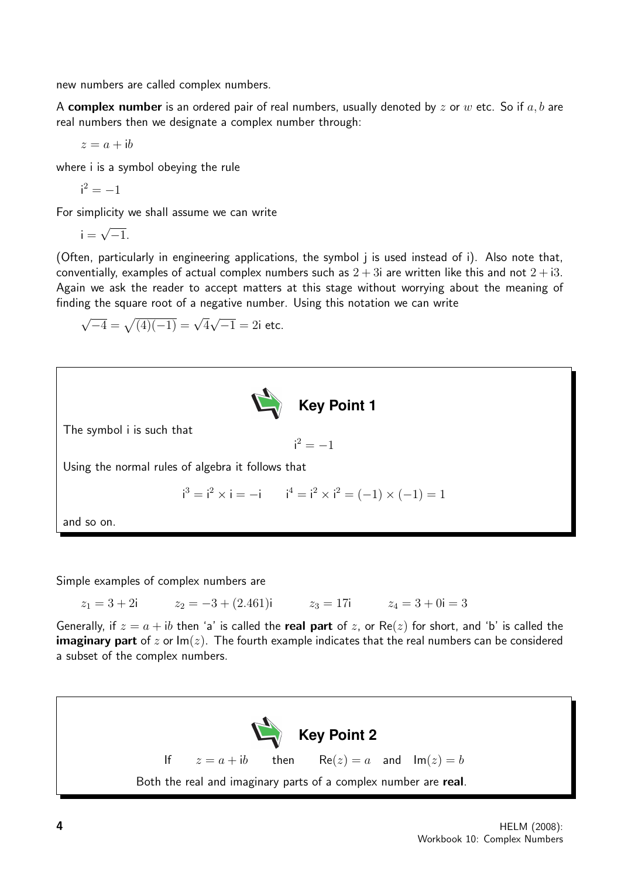new numbers are called complex numbers.

A **complex number** is an ordered pair of real numbers, usually denoted by $z$ or $w$ etc. So if $a, b$ are real numbers then we designate a complex number through:

$$z = a + \mathrm{i}b$$

where i is a symbol obeying the rule

$$\mathrm{i}^2 = -1$$

For simplicity we shall assume we can write

$$\mathrm{i} = \sqrt{-1}.$$

(Often, particularly in engineering applications, the symbol j is used instead of i). Also note that, conventially, examples of actual complex numbers such as $2 + 3\mathrm{i}$ are written like this and not $2 + \mathrm{i}3$. Again we ask the reader to accept matters at this stage without worrying about the meaning of finding the square root of a negative number. Using this notation we can write

$$\sqrt{-4} = \sqrt{(4)(-1)} = \sqrt{4}\sqrt{-1} = 2\mathrm{i} \text{ etc.}$$

**Key Point 1**

The symbol i is such that

$$\mathrm{i}^2 = -1$$

Using the normal rules of algebra it follows that

$$\mathrm{i}^3 = \mathrm{i}^2 \times \mathrm{i} = -\mathrm{i} \qquad \mathrm{i}^4 = \mathrm{i}^2 \times \mathrm{i}^2 = (-1) \times (-1) = 1$$

and so on.

Simple examples of complex numbers are

$$z_1 = 3 + 2\mathrm{i} \qquad z_2 = -3 + (2.461)\mathrm{i} \qquad z_3 = 17\mathrm{i} \qquad z_4 = 3 + 0\mathrm{i} = 3$$

Generally, if $z = a + \mathrm{i}b$ then '$a$' is called the **real part** of $z$, or $\mathrm{Re}(z)$ for short, and '$b$' is called the **imaginary part** of $z$ or $\mathrm{Im}(z)$. The fourth example indicates that the real numbers can be considered a subset of the complex numbers.

**Key Point 2**

If $\quad z = a + \mathrm{i}b \quad$ then $\quad \mathrm{Re}(z) = a \quad$ and $\quad \mathrm{Im}(z) = b$

Both the real and imaginary parts of a complex number are **real**.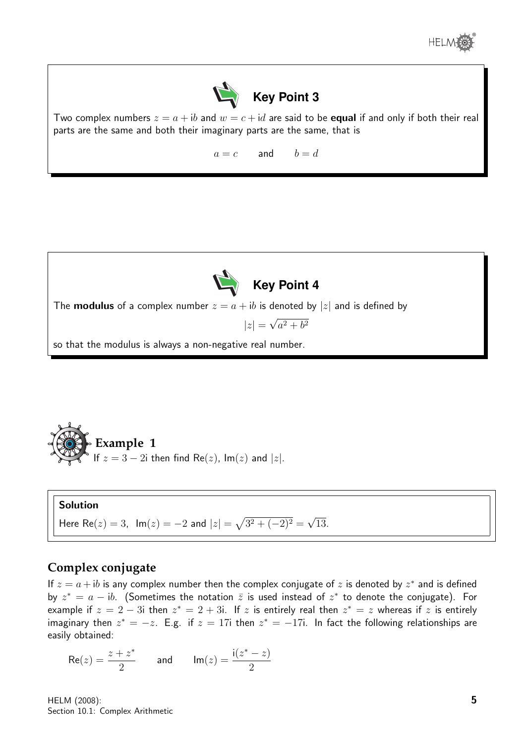**Key Point 3**

Two complex numbers $z = a + \mathrm{i}b$ and $w = c + \mathrm{i}d$ are said to be **equal** if and only if both their real parts are the same and both their imaginary parts are the same, that is

$$a = c \qquad \text{and} \qquad b = d$$

**Key Point 4**

The **modulus** of a complex number $z = a + \mathrm{i}b$ is denoted by $|z|$ and is defined by

$$|z| = \sqrt{a^2 + b^2}$$

so that the modulus is always a non-negative real number.

**Example 1**

If $z = 3 - 2\mathrm{i}$ then find $\mathrm{Re}(z)$, $\mathrm{Im}(z)$ and $|z|$.

**Solution**

Here $\mathrm{Re}(z) = 3$, $\mathrm{Im}(z) = -2$ and $|z| = \sqrt{3^2 + (-2)^2} = \sqrt{13}$.

## Complex conjugate

If $z = a + \mathrm{i}b$ is any complex number then the complex conjugate of $z$ is denoted by $z^*$ and is defined by $z^* = a - \mathrm{i}b$. (Sometimes the notation $\bar{z}$ is used instead of $z^*$ to denote the conjugate). For example if $z = 2 - 3\mathrm{i}$ then $z^* = 2 + 3\mathrm{i}$. If $z$ is entirely real then $z^* = z$ whereas if $z$ is entirely imaginary then $z^* = -z$. E.g. if $z = 17\mathrm{i}$ then $z^* = -17\mathrm{i}$. In fact the following relationships are easily obtained:

$$\mathrm{Re}(z) = \frac{z + z^*}{2} \qquad \text{and} \qquad \mathrm{Im}(z) = \frac{\mathrm{i}(z^* - z)}{2}$$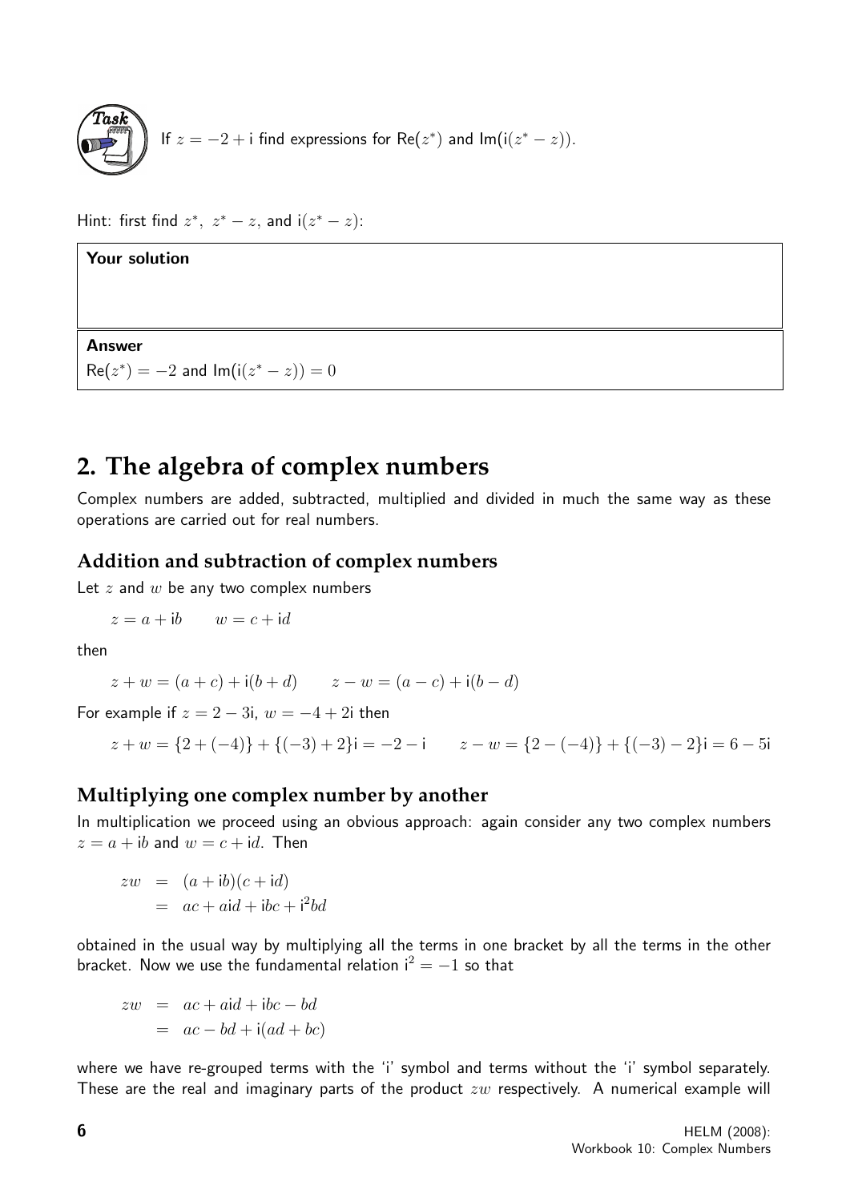**Task**

If $z = -2 + \mathrm{i}$ find expressions for $\mathrm{Re}(z^*)$ and $\mathrm{Im}(\mathrm{i}(z^* - z))$.

Hint: first find $z^*$, $z^* - z$, and $\mathrm{i}(z^* - z)$:

**Your solution**

**Answer**

$\mathrm{Re}(z^*) = -2$ and $\mathrm{Im}(\mathrm{i}(z^* - z)) = 0$

## 2. The algebra of complex numbers

Complex numbers are added, subtracted, multiplied and divided in much the same way as these operations are carried out for real numbers.

### Addition and subtraction of complex numbers

Let $z$ and $w$ be any two complex numbers

$$z = a + \mathrm{i}b \qquad w = c + \mathrm{i}d$$

then

$$z + w = (a + c) + \mathrm{i}(b + d) \qquad z - w = (a - c) + \mathrm{i}(b - d)$$

For example if $z = 2 - 3\mathrm{i}$, $w = -4 + 2\mathrm{i}$ then

$$z + w = \{2 + (-4)\} + \{(-3) + 2\}\mathrm{i} = -2 - \mathrm{i} \qquad z - w = \{2 - (-4)\} + \{(-3) - 2\}\mathrm{i} = 6 - 5\mathrm{i}$$

### Multiplying one complex number by another

In multiplication we proceed using an obvious approach: again consider any two complex numbers $z = a + \mathrm{i}b$ and $w = c + \mathrm{i}d$. Then

$$\begin{aligned} zw &= (a + \mathrm{i}b)(c + \mathrm{i}d) \\ &= ac + a\mathrm{i}d + \mathrm{i}bc + \mathrm{i}^2bd \end{aligned}$$

obtained in the usual way by multiplying all the terms in one bracket by all the terms in the other bracket. Now we use the fundamental relation $\mathrm{i}^2 = -1$ so that

$$\begin{aligned} zw &= ac + a\mathrm{i}d + \mathrm{i}bc - bd \\ &= ac - bd + \mathrm{i}(ad + bc) \end{aligned}$$

where we have re-grouped terms with the 'i' symbol and terms without the 'i' symbol separately. These are the real and imaginary parts of the product $zw$ respectively. A numerical example will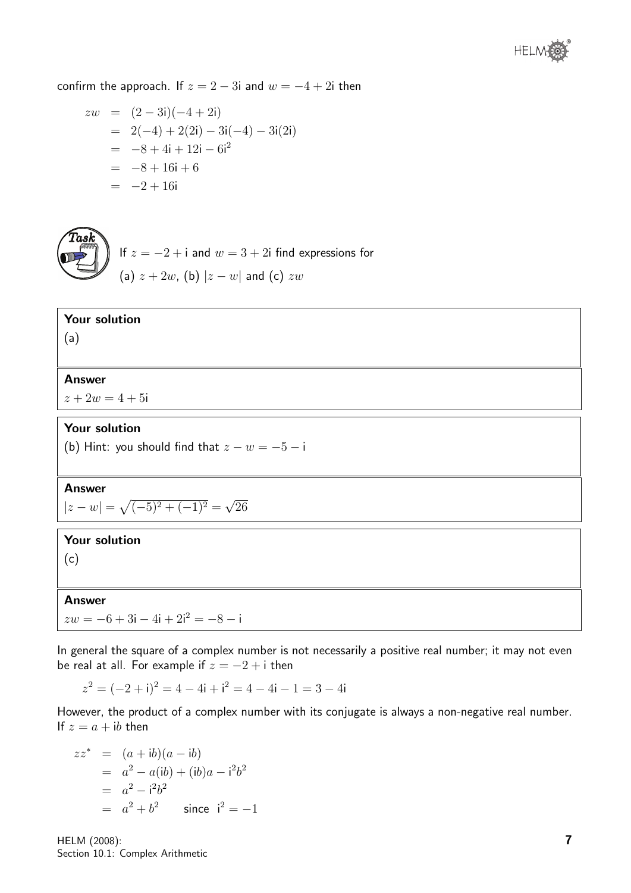confirm the approach. If $z = 2 - 3\text{i}$ and $w = -4 + 2\text{i}$ then

$$\begin{aligned}
zw &= (2 - 3\text{i})(-4 + 2\text{i}) \\
&= 2(-4) + 2(2\text{i}) - 3\text{i}(-4) - 3\text{i}(2\text{i}) \\
&= -8 + 4\text{i} + 12\text{i} - 6\text{i}^2 \\
&= -8 + 16\text{i} + 6 \\
&= -2 + 16\text{i}
\end{aligned}$$

**Task**

If $z = -2 + \text{i}$ and $w = 3 + 2\text{i}$ find expressions for

(a) $z + 2w$, (b) $|z - w|$ and (c) $zw$

**Your solution**

(a)

**Answer**

$z + 2w = 4 + 5\text{i}$

**Your solution**

(b) Hint: you should find that $z - w = -5 - \text{i}$

**Answer**

$|z - w| = \sqrt{(-5)^2 + (-1)^2} = \sqrt{26}$

**Your solution**

(c)

**Answer**

$zw = -6 + 3\text{i} - 4\text{i} + 2\text{i}^2 = -8 - \text{i}$

In general the square of a complex number is not necessarily a positive real number; it may not even be real at all. For example if $z = -2 + \text{i}$ then

$$z^2 = (-2 + \text{i})^2 = 4 - 4\text{i} + \text{i}^2 = 4 - 4\text{i} - 1 = 3 - 4\text{i}$$

However, the product of a complex number with its conjugate is always a non-negative real number. If $z = a + \text{i}b$ then

$$\begin{aligned}
zz^* &= (a + \text{i}b)(a - \text{i}b) \\
&= a^2 - a(\text{i}b) + (\text{i}b)a - \text{i}^2 b^2 \\
&= a^2 - \text{i}^2 b^2 \\
&= a^2 + b^2 \qquad \text{since } \text{i}^2 = -1
\end{aligned}$$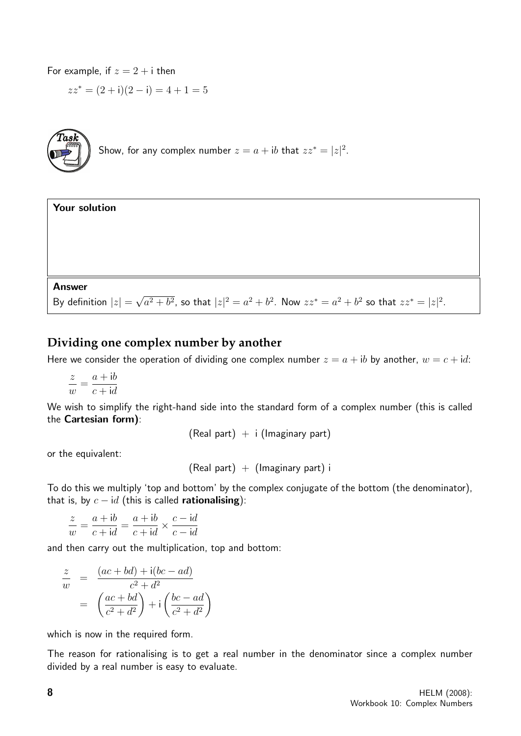For example, if $z = 2 + \mathrm{i}$ then

$$zz^* = (2 + \mathrm{i})(2 - \mathrm{i}) = 4 + 1 = 5$$

**Task**

Show, for any complex number $z = a + \mathrm{i}b$ that $zz^* = |z|^2$.

**Your solution**

**Answer**

By definition $|z| = \sqrt{a^2 + b^2}$, so that $|z|^2 = a^2 + b^2$. Now $zz^* = a^2 + b^2$ so that $zz^* = |z|^2$.

## Dividing one complex number by another

Here we consider the operation of dividing one complex number $z = a + \mathrm{i}b$ by another, $w = c + \mathrm{i}d$:

$$\frac{z}{w} = \frac{a + \mathrm{i}b}{c + \mathrm{i}d}$$

We wish to simplify the right-hand side into the standard form of a complex number (this is called the **Cartesian form)**:

(Real part) + i (Imaginary part)

or the equivalent:

(Real part) + (Imaginary part) i

To do this we multiply 'top and bottom' by the complex conjugate of the bottom (the denominator), that is, by $c - \mathrm{i}d$ (this is called **rationalising**):

$$\frac{z}{w} = \frac{a + \mathrm{i}b}{c + \mathrm{i}d} = \frac{a + \mathrm{i}b}{c + \mathrm{i}d} \times \frac{c - \mathrm{i}d}{c - \mathrm{i}d}$$

and then carry out the multiplication, top and bottom:

$$\begin{aligned} \frac{z}{w} &= \frac{(ac + bd) + \mathrm{i}(bc - ad)}{c^2 + d^2} \\ &= \left(\frac{ac + bd}{c^2 + d^2}\right) + \mathrm{i}\left(\frac{bc - ad}{c^2 + d^2}\right) \end{aligned}$$

which is now in the required form.

The reason for rationalising is to get a real number in the denominator since a complex number divided by a real number is easy to evaluate.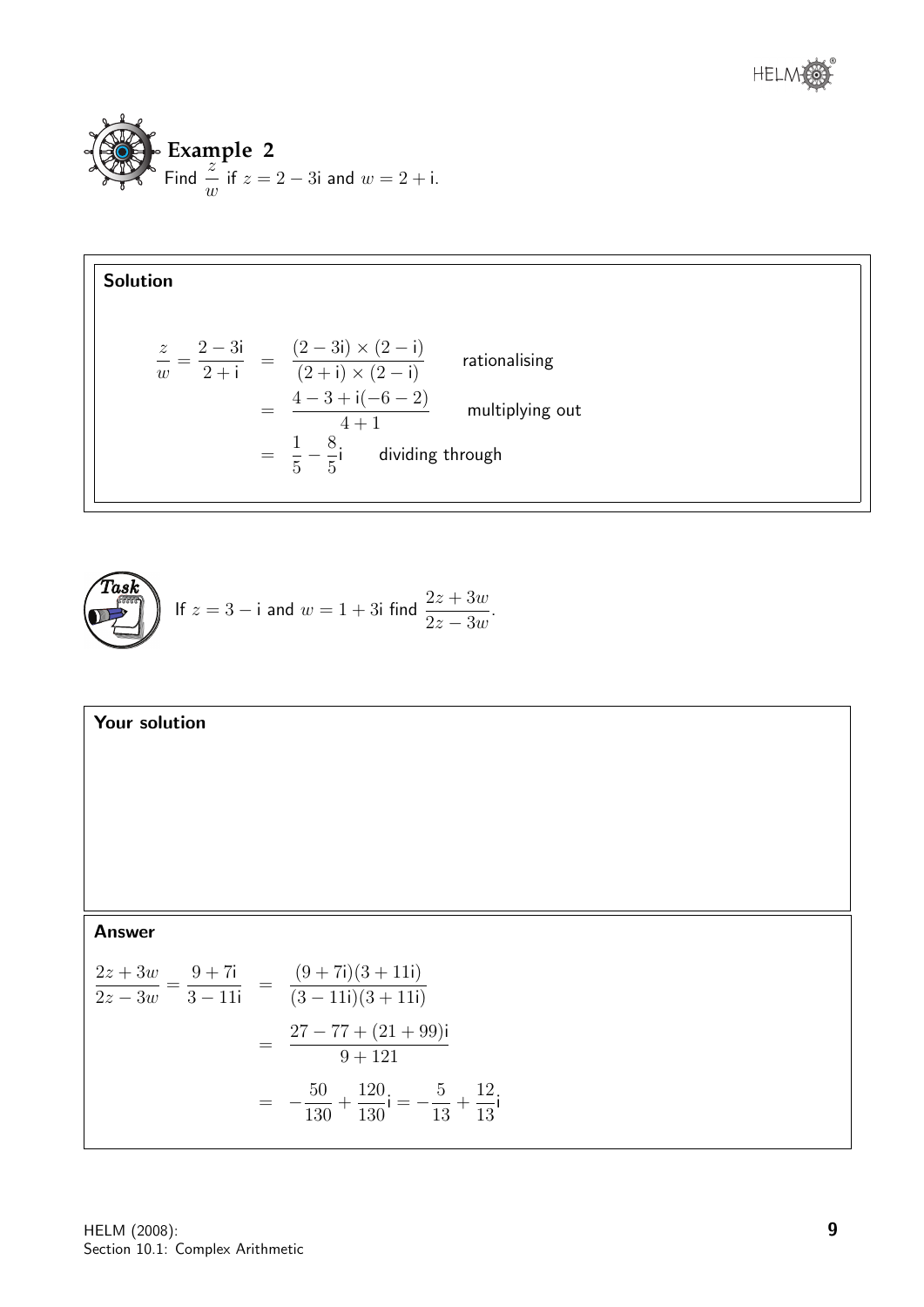### Example 2

Find $\dfrac{z}{w}$ if $z = 2 - 3\mathrm{i}$ and $w = 2 + \mathrm{i}$.

**Solution**

$$
\begin{aligned}
\frac{z}{w} = \frac{2-3\mathrm{i}}{2+\mathrm{i}} &= \frac{(2-3\mathrm{i}) \times (2-\mathrm{i})}{(2+\mathrm{i}) \times (2-\mathrm{i})} && \text{rationalising} \\
&= \frac{4 - 3 + \mathrm{i}(-6-2)}{4+1} && \text{multiplying out} \\
&= \frac{1}{5} - \frac{8}{5}\mathrm{i} && \text{dividing through}
\end{aligned}
$$

**Task**

If $z = 3 - \mathrm{i}$ and $w = 1 + 3\mathrm{i}$ find $\dfrac{2z + 3w}{2z - 3w}$.

**Your solution**

**Answer**

$$
\begin{aligned}
\frac{2z+3w}{2z-3w} = \frac{9+7\mathrm{i}}{3-11\mathrm{i}} &= \frac{(9+7\mathrm{i})(3+11\mathrm{i})}{(3-11\mathrm{i})(3+11\mathrm{i})} \\
&= \frac{27 - 77 + (21+99)\mathrm{i}}{9+121} \\
&= -\frac{50}{130} + \frac{120}{130}\mathrm{i} = -\frac{5}{13} + \frac{12}{13}\mathrm{i}
\end{aligned}
$$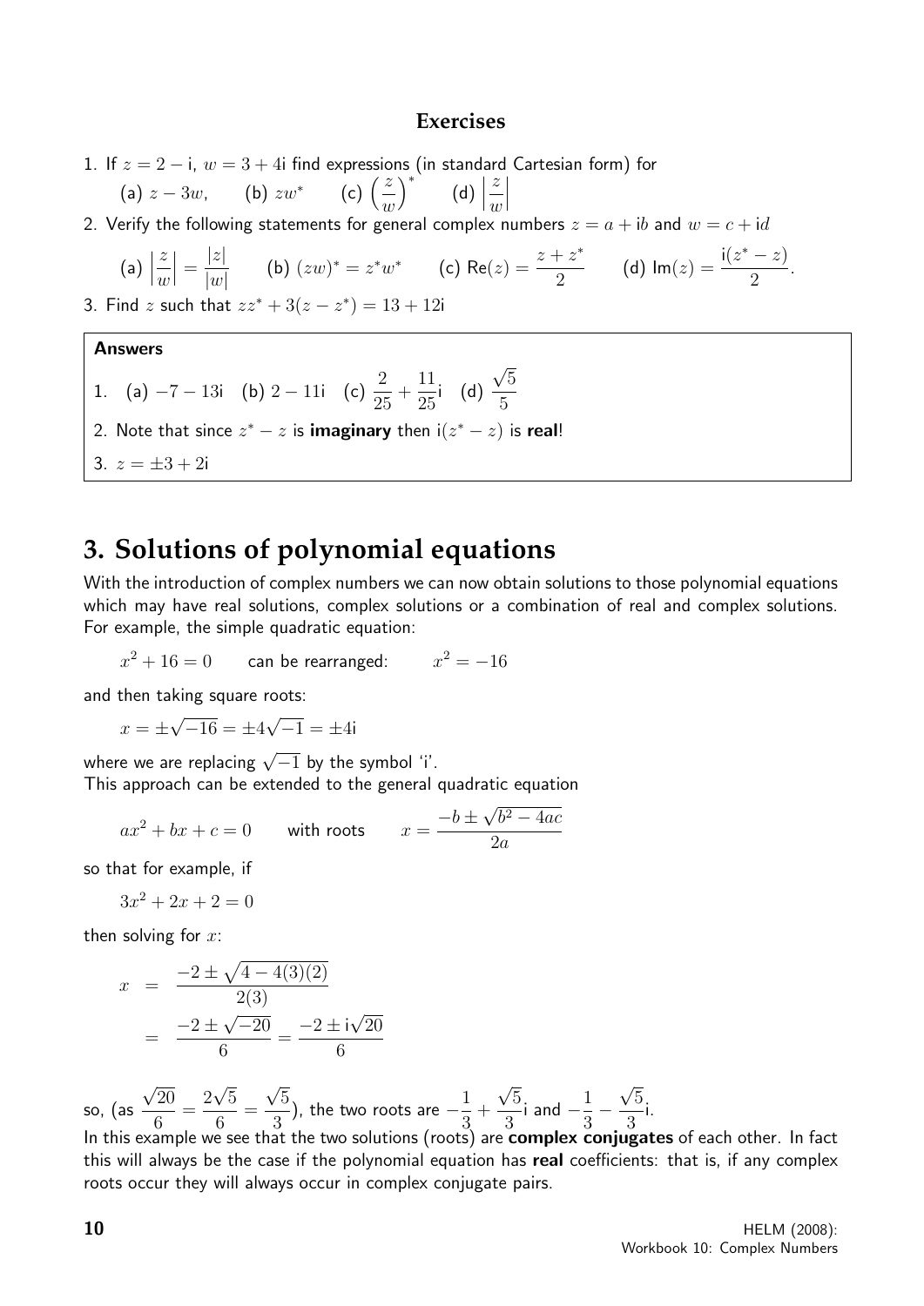### Exercises

1. If $z = 2 - \mathrm{i}$, $w = 3 + 4\mathrm{i}$ find expressions (in standard Cartesian form) for

   (a) $z - 3w$, (b) $zw^*$ (c) $\left(\dfrac{z}{w}\right)^*$ (d) $\left|\dfrac{z}{w}\right|$

2. Verify the following statements for general complex numbers $z = a + \mathrm{i}b$ and $w = c + \mathrm{i}d$

   (a) $\left|\dfrac{z}{w}\right| = \dfrac{|z|}{|w|}$ (b) $(zw)^* = z^*w^*$ (c) $\mathsf{Re}(z) = \dfrac{z + z^*}{2}$ (d) $\mathsf{Im}(z) = \dfrac{\mathrm{i}(z^* - z)}{2}$.

3. Find $z$ such that $zz^* + 3(z - z^*) = 13 + 12\mathrm{i}$

**Answers**

1. (a) $-7 - 13\mathrm{i}$ (b) $2 - 11\mathrm{i}$ (c) $\dfrac{2}{25} + \dfrac{11}{25}\mathrm{i}$ (d) $\dfrac{\sqrt{5}}{5}$

2. Note that since $z^* - z$ is **imaginary** then $\mathrm{i}(z^* - z)$ is **real**!

3. $z = \pm 3 + 2\mathrm{i}$

# 3. Solutions of polynomial equations

With the introduction of complex numbers we can now obtain solutions to those polynomial equations which may have real solutions, complex solutions or a combination of real and complex solutions. For example, the simple quadratic equation:

$$x^2 + 16 = 0 \qquad \text{can be rearranged:} \qquad x^2 = -16$$

and then taking square roots:

$$x = \pm\sqrt{-16} = \pm 4\sqrt{-1} = \pm 4\mathrm{i}$$

where we are replacing $\sqrt{-1}$ by the symbol 'i'.
This approach can be extended to the general quadratic equation

$$ax^2 + bx + c = 0 \qquad \text{with roots} \qquad x = \frac{-b \pm \sqrt{b^2 - 4ac}}{2a}$$

so that for example, if

$$3x^2 + 2x + 2 = 0$$

then solving for $x$:

$$\begin{aligned} x &= \frac{-2 \pm \sqrt{4 - 4(3)(2)}}{2(3)} \\ &= \frac{-2 \pm \sqrt{-20}}{6} = \frac{-2 \pm \mathrm{i}\sqrt{20}}{6} \end{aligned}$$

so, (as $\dfrac{\sqrt{20}}{6} = \dfrac{2\sqrt{5}}{6} = \dfrac{\sqrt{5}}{3}$), the two roots are $-\dfrac{1}{3} + \dfrac{\sqrt{5}}{3}\mathrm{i}$ and $-\dfrac{1}{3} - \dfrac{\sqrt{5}}{3}\mathrm{i}$.
In this example we see that the two solutions (roots) are **complex conjugates** of each other. In fact this will always be the case if the polynomial equation has **real** coefficients: that is, if any complex roots occur they will always occur in complex conjugate pairs.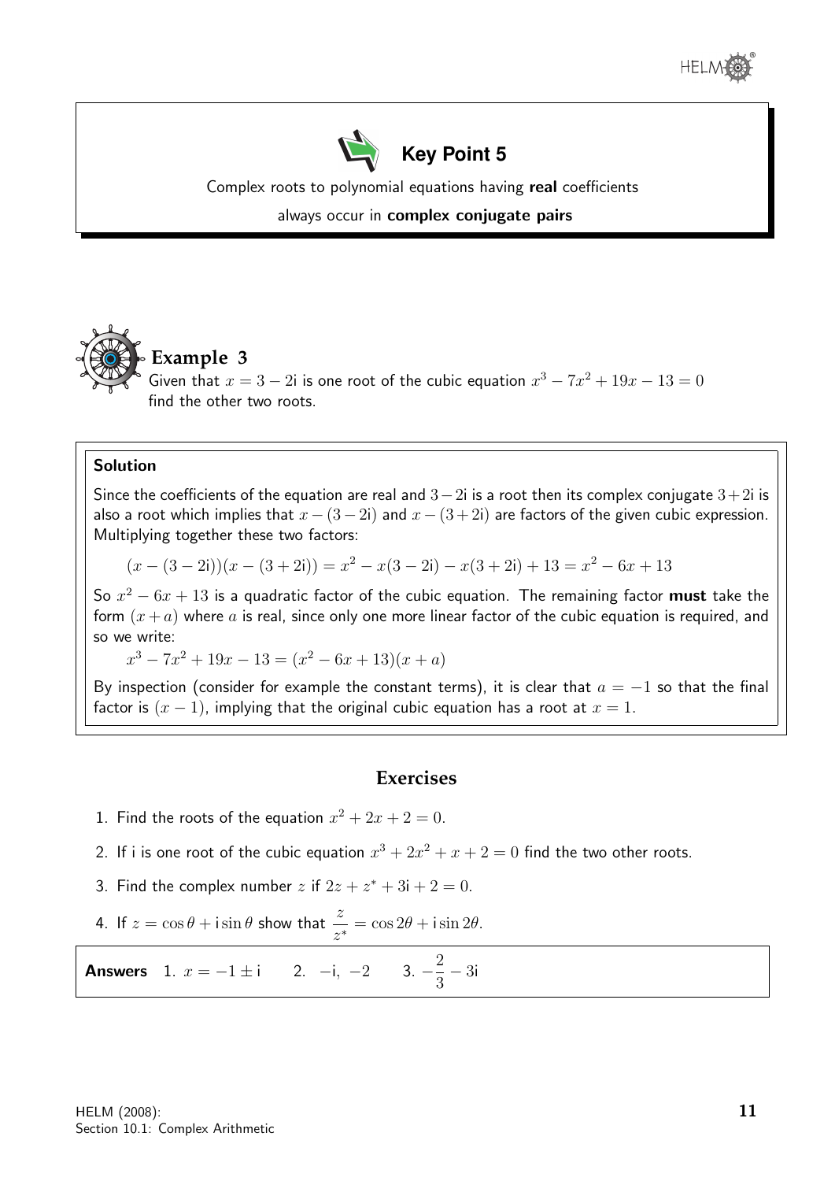### Key Point 5

Complex roots to polynomial equations having **real** coefficients

always occur in **complex conjugate pairs**

### Example 3

Given that $x = 3 - 2\text{i}$ is one root of the cubic equation $x^3 - 7x^2 + 19x - 13 = 0$ find the other two roots.

**Solution**

Since the coefficients of the equation are real and $3-2\text{i}$ is a root then its complex conjugate $3+2\text{i}$ is also a root which implies that $x - (3-2\text{i})$ and $x - (3+2\text{i})$ are factors of the given cubic expression. Multiplying together these two factors:

$$(x - (3-2\text{i}))(x - (3+2\text{i})) = x^2 - x(3-2\text{i}) - x(3+2\text{i}) + 13 = x^2 - 6x + 13$$

So $x^2 - 6x + 13$ is a quadratic factor of the cubic equation. The remaining factor **must** take the form $(x+a)$ where $a$ is real, since only one more linear factor of the cubic equation is required, and so we write:

$$x^3 - 7x^2 + 19x - 13 = (x^2 - 6x + 13)(x + a)$$

By inspection (consider for example the constant terms), it is clear that $a = -1$ so that the final factor is $(x-1)$, implying that the original cubic equation has a root at $x = 1$.

## Exercises

1. Find the roots of the equation $x^2 + 2x + 2 = 0$.
2. If i is one root of the cubic equation $x^3 + 2x^2 + x + 2 = 0$ find the two other roots.
3. Find the complex number $z$ if $2z + z^* + 3\text{i} + 2 = 0$.
4. If $z = \cos\theta + \text{i}\sin\theta$ show that $\dfrac{z}{z^*} = \cos 2\theta + \text{i}\sin 2\theta$.

**Answers** 1. $x = -1 \pm \text{i}$ 2. $-\text{i},\ -2$ 3. $-\dfrac{2}{3} - 3\text{i}$